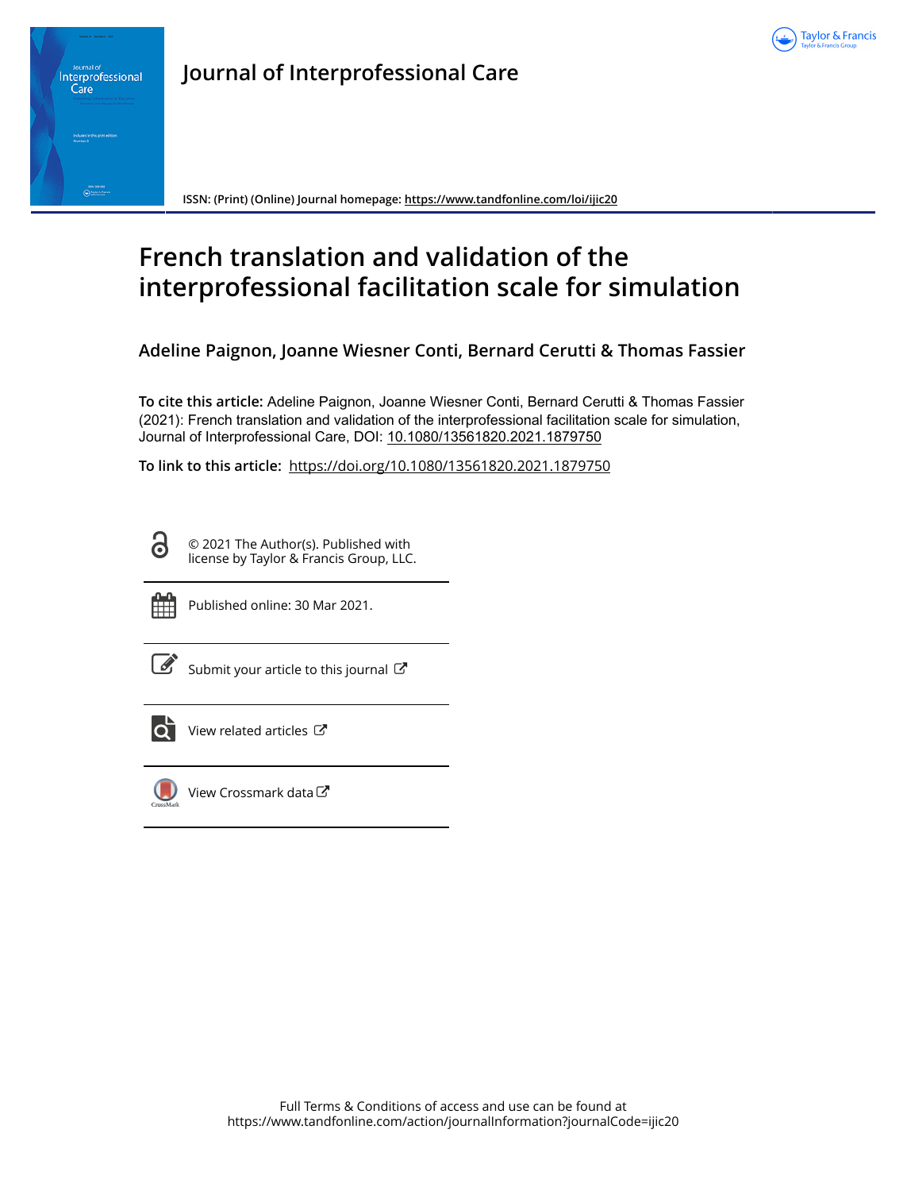Journal of Interprofessional Care

ISSN: (Print) (Online) Journal homepage: https://www.tandfonline.com/loi/ijic20

# French translation and validation of the interprofessional facilitation scale for simulation

**Adeline Paignon, Joanne Wiesner Conti, Bernard Cerutti & Thomas Fassier**

**To cite this article:** Adeline Paignon, Joanne Wiesner Conti, Bernard Cerutti & Thomas Fassier (2021): French translation and validation of the interprofessional facilitation scale for simulation, Journal of Interprofessional Care, DOI: 10.1080/13561820.2021.1879750

**To link to this article:** https://doi.org/10.1080/13561820.2021.1879750

© 2021 The Author(s). Published with license by Taylor & Francis Group, LLC.

Published online: 30 Mar 2021.

Submit your article to this journal

View related articles

View Crossmark data

Full Terms & Conditions of access and use can be found at https://www.tandfonline.com/action/journalInformation?journalCode=ijic20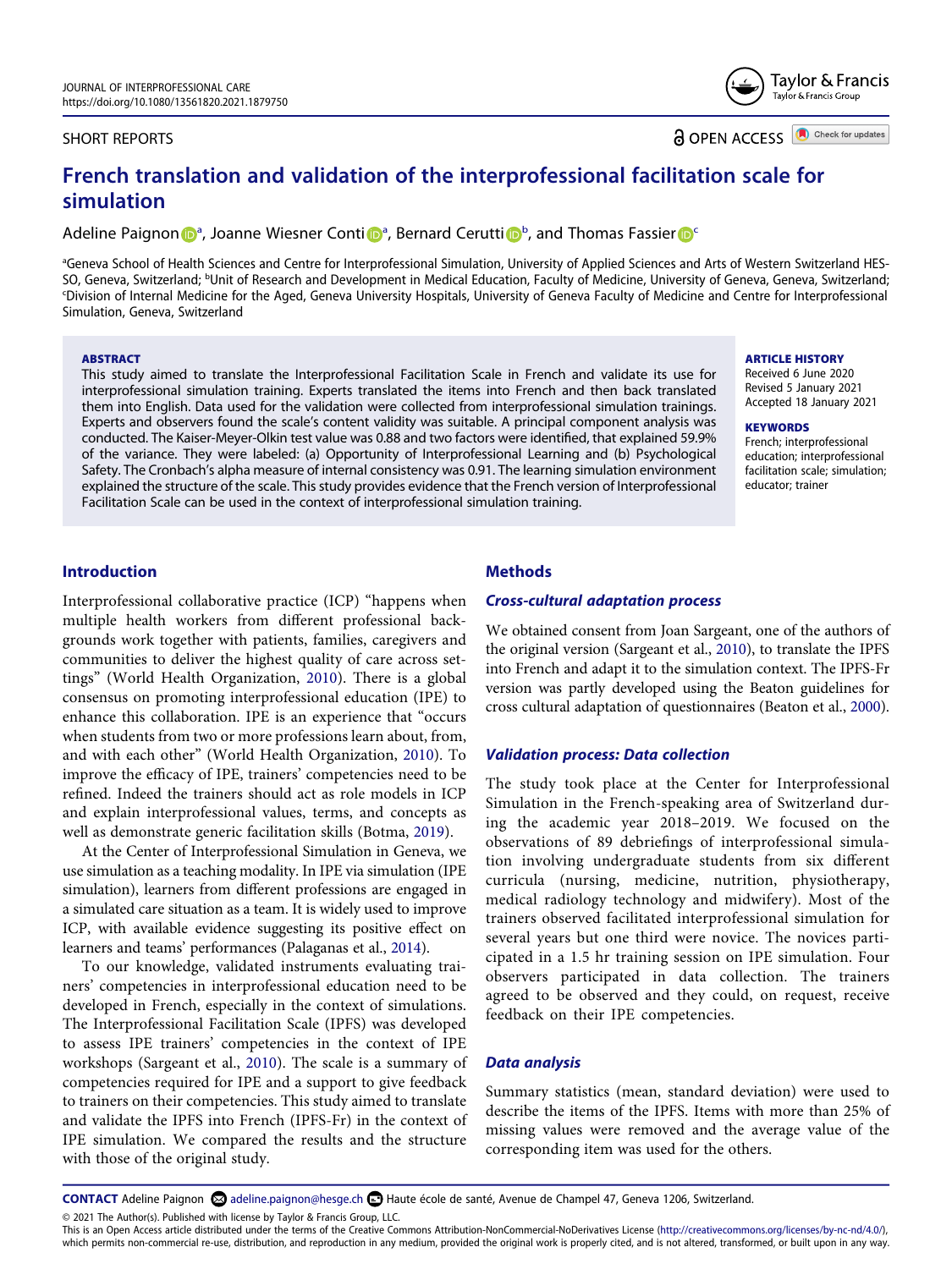# French translation and validation of the interprofessional facilitation scale for simulation

Adeline Paignon[a], Joanne Wiesner Conti[a], Bernard Cerutti[b], and Thomas Fassier[c]

[a]Geneva School of Health Sciences and Centre for Interprofessional Simulation, University of Applied Sciences and Arts of Western Switzerland HES-SO, Geneva, Switzerland; [b]Unit of Research and Development in Medical Education, Faculty of Medicine, University of Geneva, Geneva, Switzerland; [c]Division of Internal Medicine for the Aged, Geneva University Hospitals, University of Geneva Faculty of Medicine and Centre for Interprofessional Simulation, Geneva, Switzerland

SHORT REPORTS

OPEN ACCESS

**ABSTRACT**

This study aimed to translate the Interprofessional Facilitation Scale in French and validate its use for interprofessional simulation training. Experts translated the items into French and then back translated them into English. Data used for the validation were collected from interprofessional simulation trainings. Experts and observers found the scale's content validity was suitable. A principal component analysis was conducted. The Kaiser-Meyer-Olkin test value was 0.88 and two factors were identified, that explained 59.9% of the variance. They were labeled: (a) Opportunity of Interprofessional Learning and (b) Psychological Safety. The Cronbach's alpha measure of internal consistency was 0.91. The learning simulation environment explained the structure of the scale. This study provides evidence that the French version of Interprofessional Facilitation Scale can be used in the context of interprofessional simulation training.

**ARTICLE HISTORY**

Received 6 June 2020
Revised 5 January 2021
Accepted 18 January 2021

**KEYWORDS**

French; interprofessional education; interprofessional facilitation scale; simulation; educator; trainer

## Introduction

Interprofessional collaborative practice (ICP) "happens when multiple health workers from different professional backgrounds work together with patients, families, caregivers and communities to deliver the highest quality of care across settings" (World Health Organization, 2010). There is a global consensus on promoting interprofessional education (IPE) to enhance this collaboration. IPE is an experience that "occurs when students from two or more professions learn about, from, and with each other" (World Health Organization, 2010). To improve the efficacy of IPE, trainers' competencies need to be refined. Indeed the trainers should act as role models in ICP and explain interprofessional values, terms, and concepts as well as demonstrate generic facilitation skills (Botma, 2019).

At the Center of Interprofessional Simulation in Geneva, we use simulation as a teaching modality. In IPE via simulation (IPE simulation), learners from different professions are engaged in a simulated care situation as a team. It is widely used to improve ICP, with available evidence suggesting its positive effect on learners and teams' performances (Palaganas et al., 2014).

To our knowledge, validated instruments evaluating trainers' competencies in interprofessional education need to be developed in French, especially in the context of simulations. The Interprofessional Facilitation Scale (IPFS) was developed to assess IPE trainers' competencies in the context of IPE workshops (Sargeant et al., 2010). The scale is a summary of competencies required for IPE and a support to give feedback to trainers on their competencies. This study aimed to translate and validate the IPFS into French (IPFS-Fr) in the context of IPE simulation. We compared the results and the structure with those of the original study.

## Methods

### *Cross-cultural adaptation process*

We obtained consent from Joan Sargeant, one of the authors of the original version (Sargeant et al., 2010), to translate the IPFS into French and adapt it to the simulation context. The IPFS-Fr version was partly developed using the Beaton guidelines for cross cultural adaptation of questionnaires (Beaton et al., 2000).

### *Validation process: Data collection*

The study took place at the Center for Interprofessional Simulation in the French-speaking area of Switzerland during the academic year 2018–2019. We focused on the observations of 89 debriefings of interprofessional simulation involving undergraduate students from six different curricula (nursing, medicine, nutrition, physiotherapy, medical radiology technology and midwifery). Most of the trainers observed facilitated interprofessional simulation for several years but one third were novice. The novices participated in a 1.5 hr training session on IPE simulation. Four observers participated in data collection. The trainers agreed to be observed and they could, on request, receive feedback on their IPE competencies.

### *Data analysis*

Summary statistics (mean, standard deviation) were used to describe the items of the IPFS. Items with more than 25% of missing values were removed and the average value of the corresponding item was used for the others.

**CONTACT** Adeline Paignon adeline.paignon@hesge.ch Haute école de santé, Avenue de Champel 47, Geneva 1206, Switzerland.

© 2021 The Author(s). Published with license by Taylor & Francis Group, LLC.
This is an Open Access article distributed under the terms of the Creative Commons Attribution-NonCommercial-NoDerivatives License (http://creativecommons.org/licenses/by-nc-nd/4.0/), which permits non-commercial re-use, distribution, and reproduction in any medium, provided the original work is properly cited, and is not altered, transformed, or built upon in any way.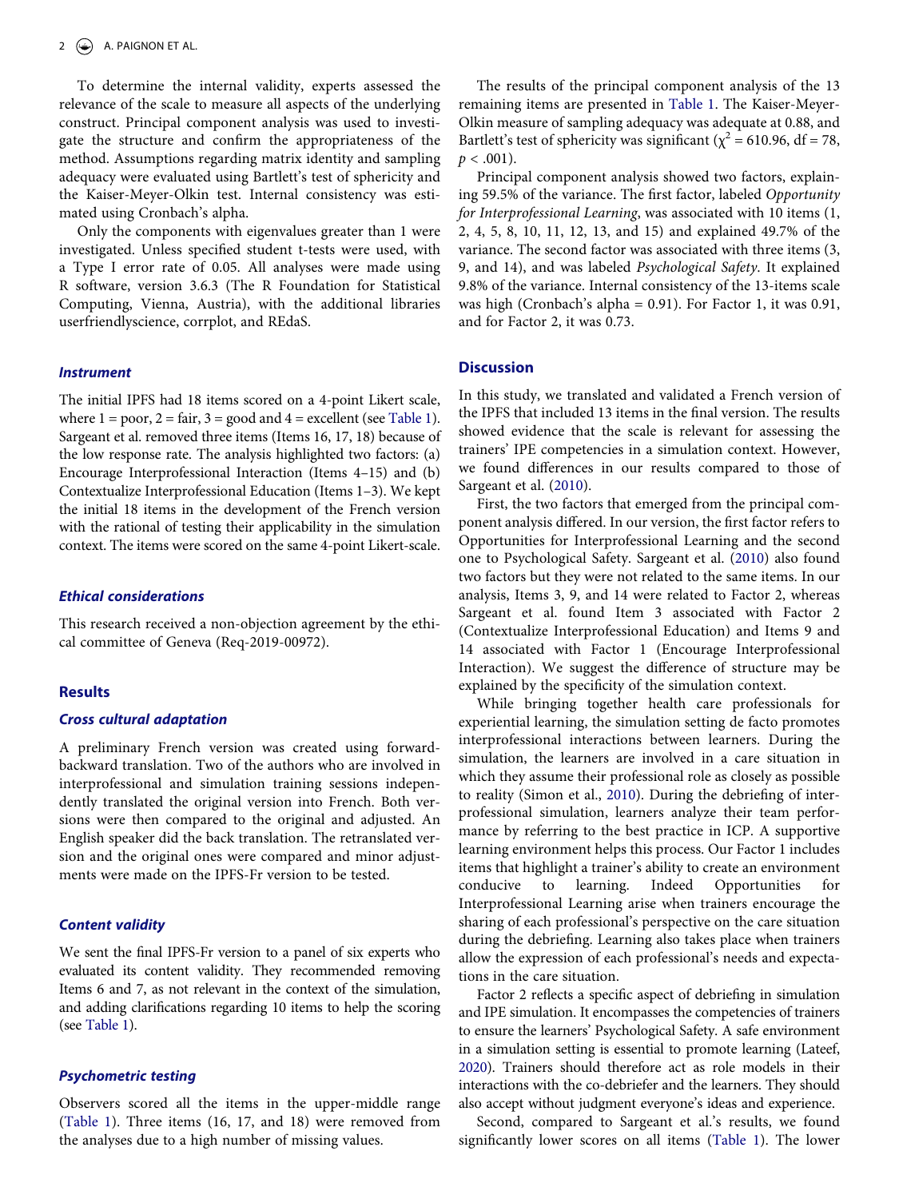To determine the internal validity, experts assessed the relevance of the scale to measure all aspects of the underlying construct. Principal component analysis was used to investigate the structure and confirm the appropriateness of the method. Assumptions regarding matrix identity and sampling adequacy were evaluated using Bartlett's test of sphericity and the Kaiser-Meyer-Olkin test. Internal consistency was estimated using Cronbach's alpha.

Only the components with eigenvalues greater than 1 were investigated. Unless specified student t-tests were used, with a Type I error rate of 0.05. All analyses were made using R software, version 3.6.3 (The R Foundation for Statistical Computing, Vienna, Austria), with the additional libraries userfriendlyscience, corrplot, and REdaS.

### *Instrument*

The initial IPFS had 18 items scored on a 4-point Likert scale, where 1 = poor, 2 = fair, 3 = good and 4 = excellent (see Table 1). Sargeant et al. removed three items (Items 16, 17, 18) because of the low response rate. The analysis highlighted two factors: (a) Encourage Interprofessional Interaction (Items 4–15) and (b) Contextualize Interprofessional Education (Items 1–3). We kept the initial 18 items in the development of the French version with the rational of testing their applicability in the simulation context. The items were scored on the same 4-point Likert-scale.

### *Ethical considerations*

This research received a non-objection agreement by the ethical committee of Geneva (Req-2019-00972).

## Results

### *Cross cultural adaptation*

A preliminary French version was created using forward-backward translation. Two of the authors who are involved in interprofessional and simulation training sessions independently translated the original version into French. Both versions were then compared to the original and adjusted. An English speaker did the back translation. The retranslated version and the original ones were compared and minor adjustments were made on the IPFS-Fr version to be tested.

### *Content validity*

We sent the final IPFS-Fr version to a panel of six experts who evaluated its content validity. They recommended removing Items 6 and 7, as not relevant in the context of the simulation, and adding clarifications regarding 10 items to help the scoring (see Table 1).

### *Psychometric testing*

Observers scored all the items in the upper-middle range (Table 1). Three items (16, 17, and 18) were removed from the analyses due to a high number of missing values.

The results of the principal component analysis of the 13 remaining items are presented in Table 1. The Kaiser-Meyer-Olkin measure of sampling adequacy was adequate at 0.88, and Bartlett's test of sphericity was significant ($\chi^2 = 610.96$, df = 78, $p < .001$).

Principal component analysis showed two factors, explaining 59.5% of the variance. The first factor, labeled *Opportunity for Interprofessional Learning*, was associated with 10 items (1, 2, 4, 5, 8, 10, 11, 12, 13, and 15) and explained 49.7% of the variance. The second factor was associated with three items (3, 9, and 14), and was labeled *Psychological Safety*. It explained 9.8% of the variance. Internal consistency of the 13-items scale was high (Cronbach's alpha = 0.91). For Factor 1, it was 0.91, and for Factor 2, it was 0.73.

## Discussion

In this study, we translated and validated a French version of the IPFS that included 13 items in the final version. The results showed evidence that the scale is relevant for assessing the trainers' IPE competencies in a simulation context. However, we found differences in our results compared to those of Sargeant et al. (2010).

First, the two factors that emerged from the principal component analysis differed. In our version, the first factor refers to Opportunities for Interprofessional Learning and the second one to Psychological Safety. Sargeant et al. (2010) also found two factors but they were not related to the same items. In our analysis, Items 3, 9, and 14 were related to Factor 2, whereas Sargeant et al. found Item 3 associated with Factor 2 (Contextualize Interprofessional Education) and Items 9 and 14 associated with Factor 1 (Encourage Interprofessional Interaction). We suggest the difference of structure may be explained by the specificity of the simulation context.

While bringing together health care professionals for experiential learning, the simulation setting de facto promotes interprofessional interactions between learners. During the simulation, the learners are involved in a care situation in which they assume their professional role as closely as possible to reality (Simon et al., 2010). During the debriefing of interprofessional simulation, learners analyze their team performance by referring to the best practice in ICP. A supportive learning environment helps this process. Our Factor 1 includes items that highlight a trainer's ability to create an environment conducive to learning. Indeed Opportunities for Interprofessional Learning arise when trainers encourage the sharing of each professional's perspective on the care situation during the debriefing. Learning also takes place when trainers allow the expression of each professional's needs and expectations in the care situation.

Factor 2 reflects a specific aspect of debriefing in simulation and IPE simulation. It encompasses the competencies of trainers to ensure the learners' Psychological Safety. A safe environment in a simulation setting is essential to promote learning (Lateef, 2020). Trainers should therefore act as role models in their interactions with the co-debriefer and the learners. They should also accept without judgment everyone's ideas and experience.

Second, compared to Sargeant et al.'s results, we found significantly lower scores on all items (Table 1). The lower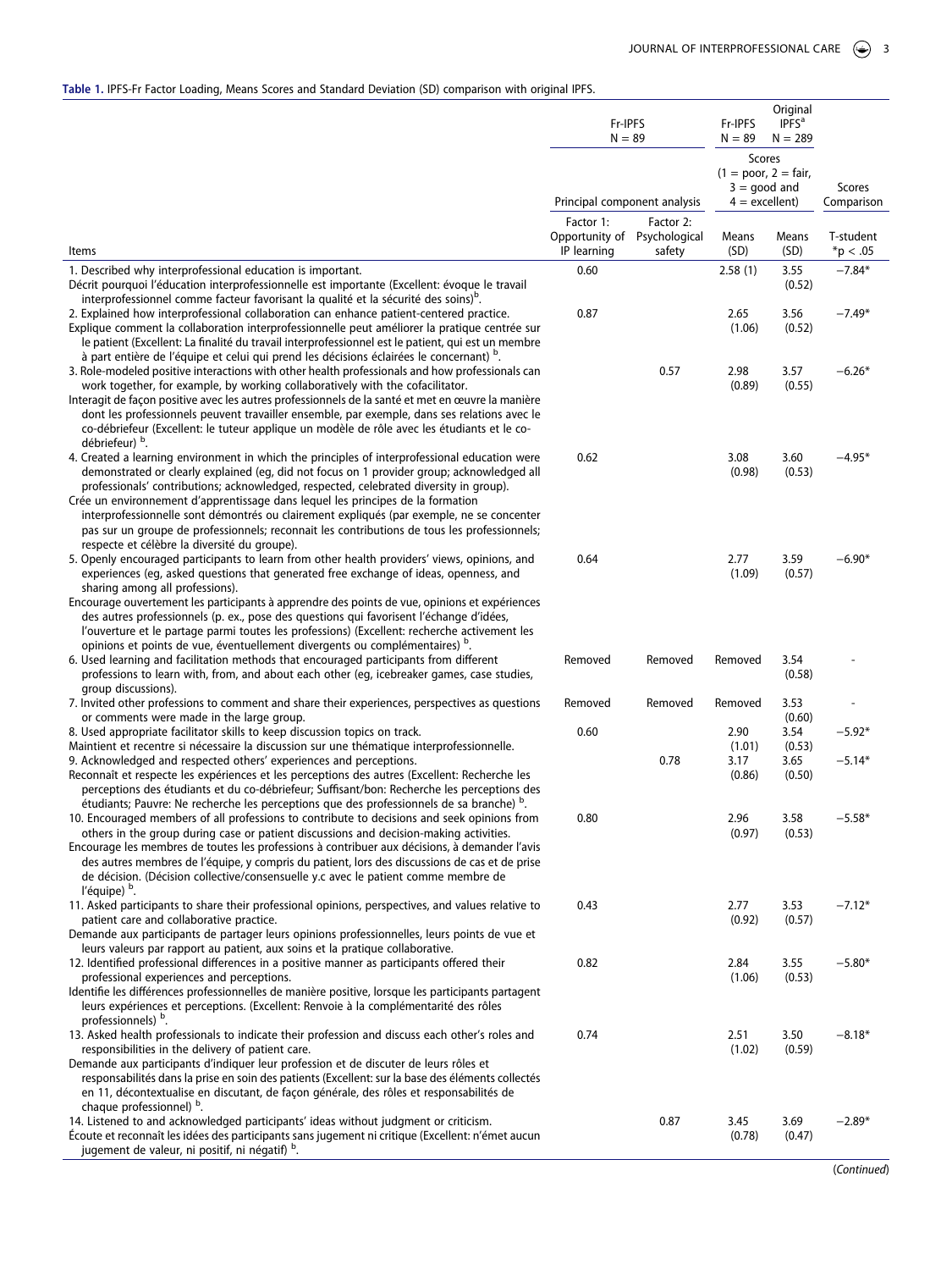**Table 1.** IPFS-Fr Factor Loading, Means Scores and Standard Deviation (SD) comparison with original IPFS.

| Items | Fr-IPFS N = 89 | | Fr-IPFS N = 89 | Original IPFS[a] N = 289 | |
|---|---|---|---|---|---|
| | Principal component analysis | | Scores (1 = poor, 2 = fair, 3 = good and 4 = excellent) | | Scores Comparison |
| | Factor 1: Opportunity of IP learning | Factor 2: Psychological safety | Means (SD) | Means (SD) | T-student *p < .05 |
| 1. Described why interprofessional education is important. Décrit pourquoi l'éducation interprofessionnelle est importante (Excellent: évoque le travail interprofessionnel comme facteur favorisant la qualité et la sécurité des soins)[b]. | 0.60 | | 2.58 (1) | 3.55 (0.52) | −7.84* |
| 2. Explained how interprofessional collaboration can enhance patient-centered practice. Explique comment la collaboration interprofessionnelle peut améliorer la pratique centrée sur le patient (Excellent: La finalité du travail interprofessionnel est le patient, qui est un membre à part entière de l'équipe et celui qui prend les décisions éclairées le concernant) [b]. | 0.87 | | 2.65 (1.06) | 3.56 (0.52) | −7.49* |
| 3. Role-modeled positive interactions with other health professionals and how professionals can work together, for example, by working collaboratively with the cofacilitator. Interagit de façon positive avec les autres professionnels de la santé et met en œuvre la manière dont les professionnels peuvent travailler ensemble, par exemple, dans ses relations avec le co-débriefeur (Excellent: le tuteur applique un modèle de rôle avec les étudiants et le co-débriefeur) [b]. | | 0.57 | 2.98 (0.89) | 3.57 (0.55) | −6.26* |
| 4. Created a learning environment in which the principles of interprofessional education were demonstrated or clearly explained (eg, did not focus on 1 provider group; acknowledged all professionals' contributions; acknowledged, respected, celebrated diversity in group). Crée un environnement d'apprentissage dans lequel les principes de la formation interprofessionnelle sont démontrés ou clairement expliqués (par exemple, ne se concenter pas sur un groupe de professionnels; reconnait les contributions de tous les professionnels; respecte et célèbre la diversité du groupe). | 0.62 | | 3.08 (0.98) | 3.60 (0.53) | −4.95* |
| 5. Openly encouraged participants to learn from other health providers' views, opinions, and experiences (eg, asked questions that generated free exchange of ideas, openness, and sharing among all professions). Encourage ouvertement les participants à apprendre des points de vue, opinions et expériences des autres professionnels (p. ex., pose des questions qui favorisent l'échange d'idées, l'ouverture et le partage parmi toutes les professions) (Excellent: recherche activement les opinions et points de vue, éventuellement divergents ou complémentaires) [b]. | 0.64 | | 2.77 (1.09) | 3.59 (0.57) | −6.90* |
| 6. Used learning and facilitation methods that encouraged participants from different professions to learn with, from, and about each other (eg, icebreaker games, case studies, group discussions). | Removed | Removed | Removed | 3.54 (0.58) | - |
| 7. Invited other professions to comment and share their experiences, perspectives as questions or comments were made in the large group. | Removed | Removed | Removed | 3.53 (0.60) | - |
| 8. Used appropriate facilitator skills to keep discussion topics on track. Maintient et recentre si nécessaire la discussion sur une thématique interprofessionnelle. | 0.60 | | 2.90 (1.01) | 3.54 (0.53) | −5.92* |
| 9. Acknowledged and respected others' experiences and perceptions. Reconnaît et respecte les expériences et les perceptions des autres (Excellent: Recherche les perceptions des étudiants et du co-débriefeur; Suffisant/bon: Recherche les perceptions des étudiants; Pauvre: Ne recherche les perceptions que des professionnels de sa branche) [b]. | | 0.78 | 3.17 (0.86) | 3.65 (0.50) | −5.14* |
| 10. Encouraged members of all professions to contribute to decisions and seek opinions from others in the group during case or patient discussions and decision-making activities. Encourage les membres de toutes les professions à contribuer aux décisions, à demander l'avis des autres membres de l'équipe, y compris du patient, lors des discussions de cas et de prise de décision. (Décision collective/consensuelle y.c avec le patient comme membre de l'équipe) [b]. | 0.80 | | 2.96 (0.97) | 3.58 (0.53) | −5.58* |
| 11. Asked participants to share their professional opinions, perspectives, and values relative to patient care and collaborative practice. Demande aux participants de partager leurs opinions professionnelles, leurs points de vue et leurs valeurs par rapport au patient, aux soins et la pratique collaborative. | 0.43 | | 2.77 (0.92) | 3.53 (0.57) | −7.12* |
| 12. Identified professional differences in a positive manner as participants offered their professional experiences and perceptions. Identifie les différences professionnelles de manière positive, lorsque les participants partagent leurs expériences et perceptions. (Excellent: Renvoie à la complémentarité des rôles professionnels) [b]. | 0.82 | | 2.84 (1.06) | 3.55 (0.53) | −5.80* |
| 13. Asked health professionals to indicate their profession and discuss each other's roles and responsibilities in the delivery of patient care. Demande aux participants d'indiquer leur profession et de discuter de leurs rôles et responsabilités dans la prise en soin des patients (Excellent: sur la base des éléments collectés en 11, décontextualise en discutant, de façon générale, des rôles et responsabilités de chaque professionnel) [b]. | 0.74 | | 2.51 (1.02) | 3.50 (0.59) | −8.18* |
| 14. Listened to and acknowledged participants' ideas without judgment or criticism. Écoute et reconnaît les idées des participants sans jugement ni critique (Excellent: n'émet aucun jugement de valeur, ni positif, ni négatif) [b]. | | 0.87 | 3.45 (0.78) | 3.69 (0.47) | −2.89* |

(*Continued*)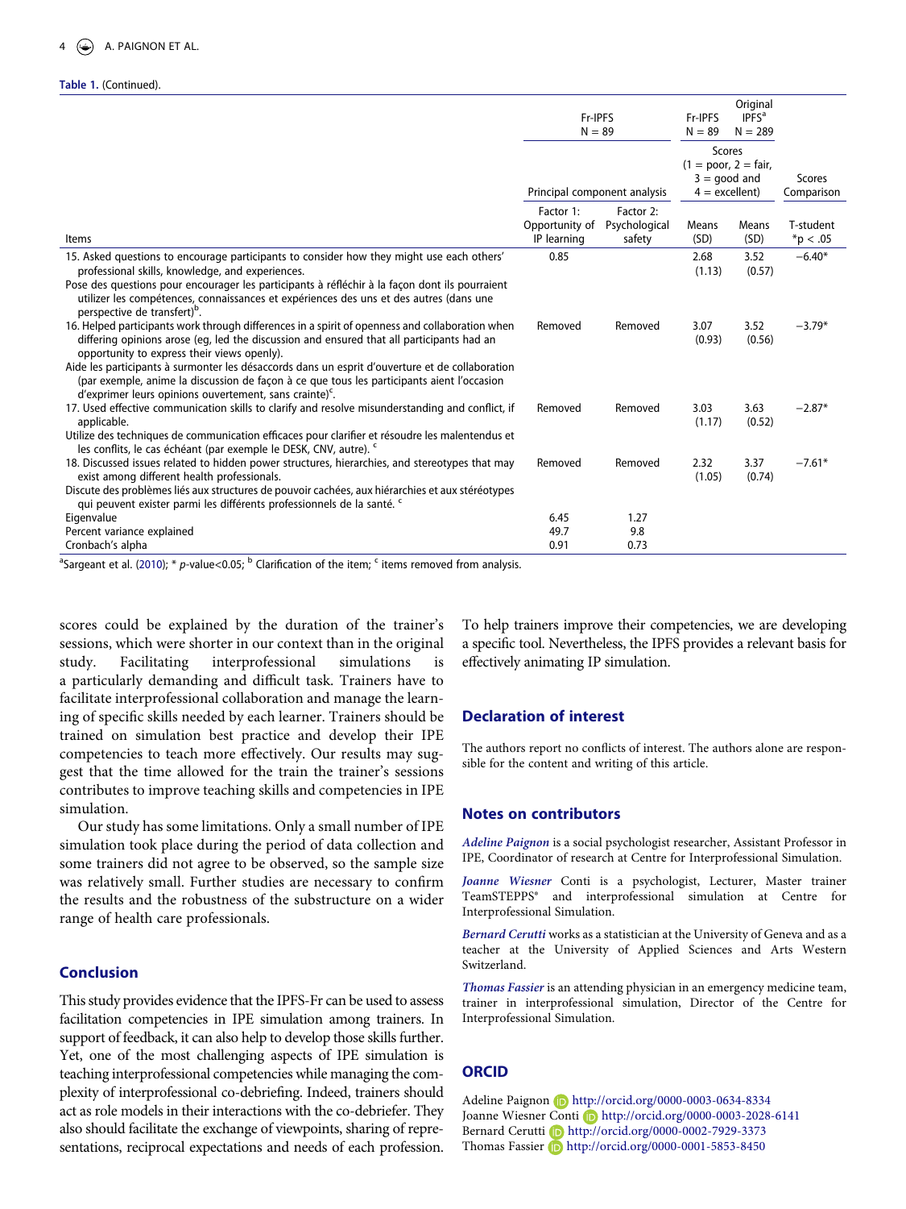Table 1. (Continued).

| Items | Fr-IPFS N = 89 Principal component analysis Factor 1: Opportunity of IP learning | Factor 2: Psychological safety | Fr-IPFS N = 89 Scores (1 = poor, 2 = fair, 3 = good and 4 = excellent) Means (SD) | Original IPFS[a] N = 289 Means (SD) | Scores Comparison T-student *p < .05 |
|---|---|---|---|---|---|
| 15. Asked questions to encourage participants to consider how they might use each others' professional skills, knowledge, and experiences. Pose des questions pour encourager les participants à réfléchir à la façon dont ils pourraient utiliser les compétences, connaissances et expériences des uns et des autres (dans une perspective de transfert)[b]. | 0.85 | | 2.68 (1.13) | 3.52 (0.57) | −6.40* |
| 16. Helped participants work through differences in a spirit of openness and collaboration when differing opinions arose (eg, led the discussion and ensured that all participants had an opportunity to express their views openly). Aide les participants à surmonter les désaccords dans un esprit d'ouverture et de collaboration (par exemple, anime la discussion de façon à ce que tous les participants aient l'occasion d'exprimer leurs opinions ouvertement, sans crainte)[c]. | Removed | Removed | 3.07 (0.93) | 3.52 (0.56) | −3.79* |
| 17. Used effective communication skills to clarify and resolve misunderstanding and conflict, if applicable. Utilize des techniques de communication efficaces pour clarifier et résoudre les malentendus et les conflits, le cas échéant (par exemple le DESK, CNV, autre). [c] | Removed | Removed | 3.03 (1.17) | 3.63 (0.52) | −2.87* |
| 18. Discussed issues related to hidden power structures, hierarchies, and stereotypes that may exist among different health professionals. Discute des problèmes liés aux structures de pouvoir cachées, aux hiérarchies et aux stéréotypes qui peuvent exister parmi les différents professionnels de la santé. [c] | Removed | Removed | 2.32 (1.05) | 3.37 (0.74) | −7.61* |
| Eigenvalue | 6.45 | 1.27 | | | |
| Percent variance explained | 49.7 | 9.8 | | | |
| Cronbach's alpha | 0.91 | 0.73 | | | |

[a]Sargeant et al. (2010); * p-value<0.05; [b] Clarification of the item; [c] items removed from analysis.

scores could be explained by the duration of the trainer's sessions, which were shorter in our context than in the original study. Facilitating interprofessional simulations is a particularly demanding and difficult task. Trainers have to facilitate interprofessional collaboration and manage the learning of specific skills needed by each learner. Trainers should be trained on simulation best practice and develop their IPE competencies to teach more effectively. Our results may suggest that the time allowed for the train the trainer's sessions contributes to improve teaching skills and competencies in IPE simulation.

Our study has some limitations. Only a small number of IPE simulation took place during the period of data collection and some trainers did not agree to be observed, so the sample size was relatively small. Further studies are necessary to confirm the results and the robustness of the substructure on a wider range of health care professionals.

## Conclusion

This study provides evidence that the IPFS-Fr can be used to assess facilitation competencies in IPE simulation among trainers. In support of feedback, it can also help to develop those skills further. Yet, one of the most challenging aspects of IPE simulation is teaching interprofessional competencies while managing the complexity of interprofessional co-debriefing. Indeed, trainers should act as role models in their interactions with the co-debriefer. They also should facilitate the exchange of viewpoints, sharing of representations, reciprocal expectations and needs of each profession. To help trainers improve their competencies, we are developing a specific tool. Nevertheless, the IPFS provides a relevant basis for effectively animating IP simulation.

## Declaration of interest

The authors report no conflicts of interest. The authors alone are responsible for the content and writing of this article.

## Notes on contributors

*Adeline Paignon* is a social psychologist researcher, Assistant Professor in IPE, Coordinator of research at Centre for Interprofessional Simulation.

*Joanne Wiesner* Conti is a psychologist, Lecturer, Master trainer TeamSTEPPS® and interprofessional simulation at Centre for Interprofessional Simulation.

*Bernard Cerutti* works as a statistician at the University of Geneva and as a teacher at the University of Applied Sciences and Arts Western Switzerland.

*Thomas Fassier* is an attending physician in an emergency medicine team, trainer in interprofessional simulation, Director of the Centre for Interprofessional Simulation.

## ORCID

Adeline Paignon http://orcid.org/0000-0003-0634-8334
Joanne Wiesner Conti http://orcid.org/0000-0003-2028-6141
Bernard Cerutti http://orcid.org/0000-0002-7929-3373
Thomas Fassier http://orcid.org/0000-0001-5853-8450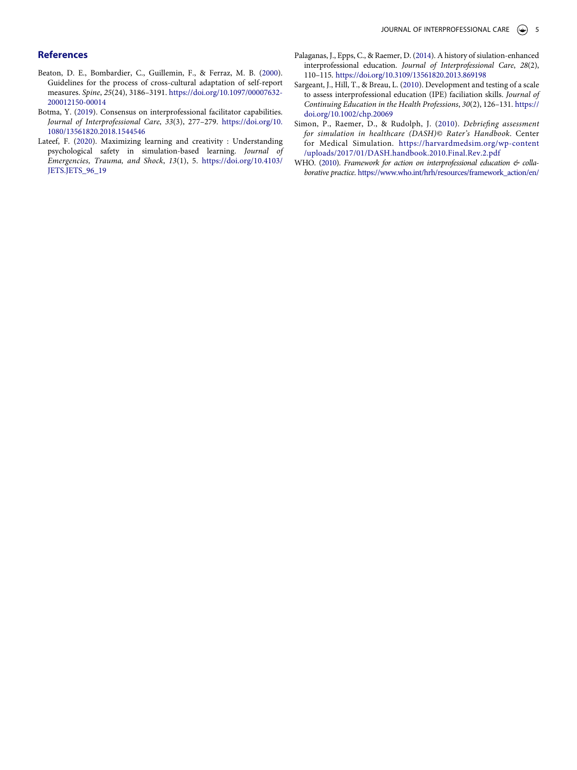## References

Beaton, D. E., Bombardier, C., Guillemin, F., & Ferraz, M. B. (2000). Guidelines for the process of cross-cultural adaptation of self-report measures. *Spine*, *25*(24), 3186–3191. https://doi.org/10.1097/00007632-200012150-00014

Botma, Y. (2019). Consensus on interprofessional facilitator capabilities. *Journal of Interprofessional Care*, *33*(3), 277–279. https://doi.org/10.1080/13561820.2018.1544546

Lateef, F. (2020). Maximizing learning and creativity : Understanding psychological safety in simulation-based learning. *Journal of Emergencies, Trauma, and Shock*, *13*(1), 5. https://doi.org/10.4103/JETS.JETS_96_19

Palaganas, J., Epps, C., & Raemer, D. (2014). A history of siulation-enhanced interprofessional education. *Journal of Interprofessional Care*, *28*(2), 110–115. https://doi.org/10.3109/13561820.2013.869198

Sargeant, J., Hill, T., & Breau, L. (2010). Development and testing of a scale to assess interprofessional education (IPE) faciliation skills. *Journal of Continuing Education in the Health Professions*, *30*(2), 126–131. https://doi.org/10.1002/chp.20069

Simon, P., Raemer, D., & Rudolph, J. (2010). *Debriefing assessment for simulation in healthcare (DASH)© Rater's Handbook*. Center for Medical Simulation. https://harvardmedsim.org/wp-content/uploads/2017/01/DASH.handbook.2010.Final.Rev.2.pdf

WHO. (2010). *Framework for action on interprofessional education & collaborative practice*. https://www.who.int/hrh/resources/framework_action/en/